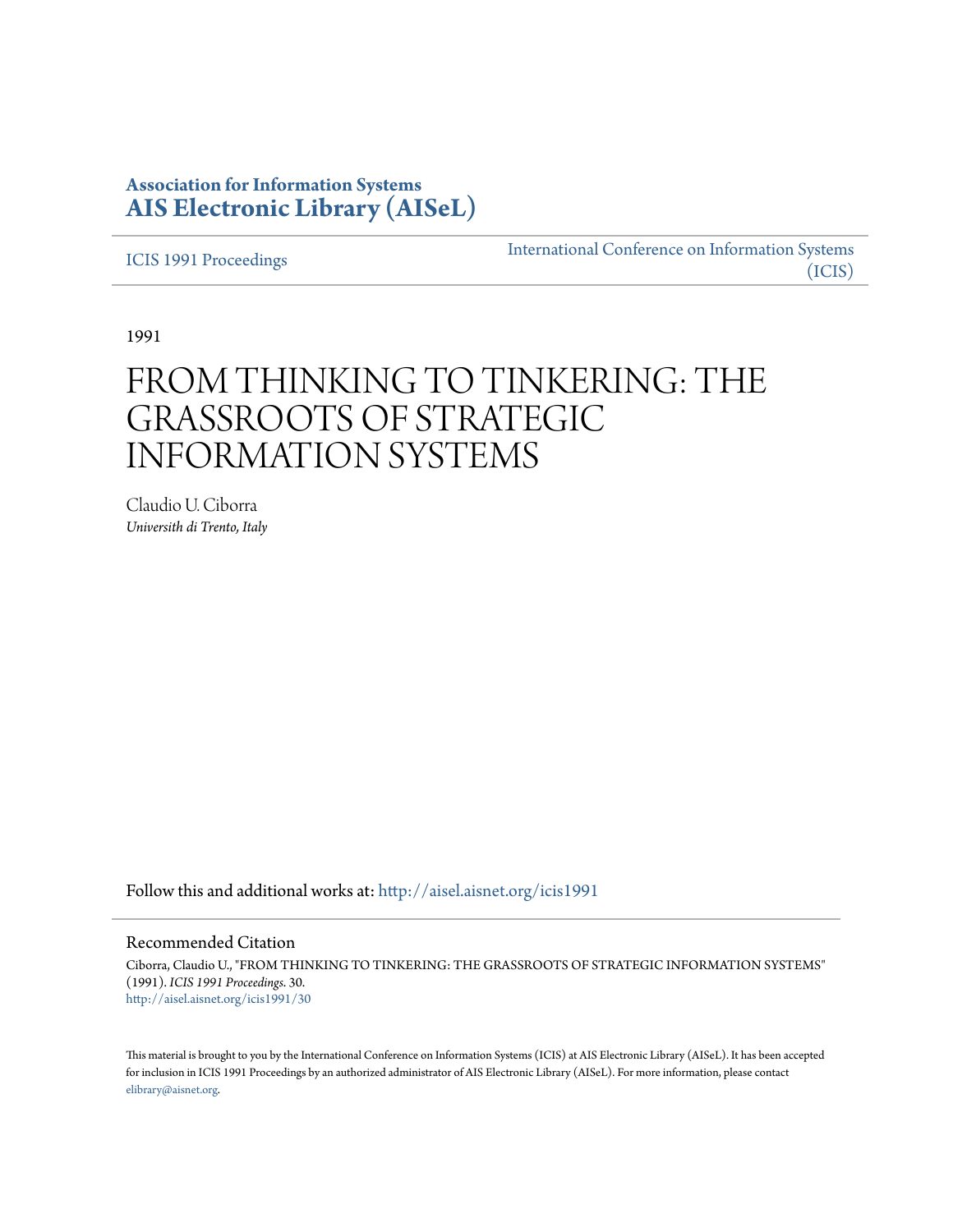**Association for Information Systems**
**AIS Electronic Library (AISeL)**

ICIS 1991 Proceedings

International Conference on Information Systems (ICIS)

1991

# FROM THINKING TO TINKERING: THE GRASSROOTS OF STRATEGIC INFORMATION SYSTEMS

Claudio U. Ciborra
*Universith di Trento, Italy*

Follow this and additional works at: http://aisel.aisnet.org/icis1991

## Recommended Citation

Ciborra, Claudio U., "FROM THINKING TO TINKERING: THE GRASSROOTS OF STRATEGIC INFORMATION SYSTEMS" (1991). *ICIS 1991 Proceedings*. 30.
http://aisel.aisnet.org/icis1991/30

This material is brought to you by the International Conference on Information Systems (ICIS) at AIS Electronic Library (AISeL). It has been accepted for inclusion in ICIS 1991 Proceedings by an authorized administrator of AIS Electronic Library (AISeL). For more information, please contact elibrary@aisnet.org.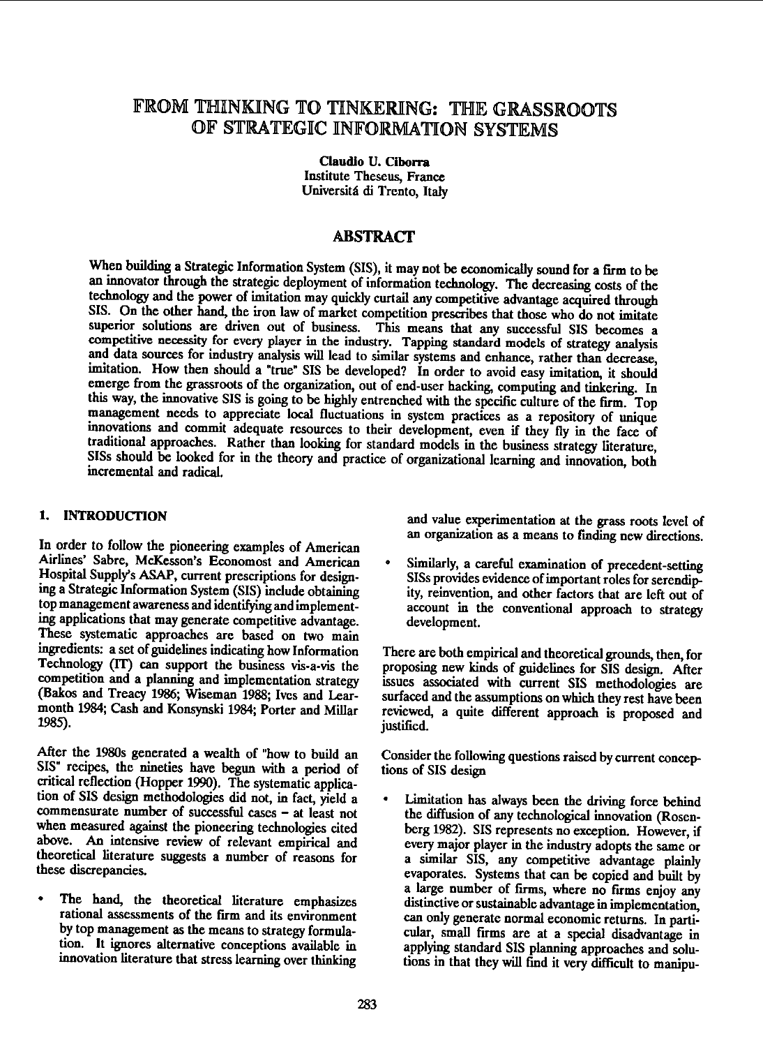# FROM THINKING TO TINKERING: THE GRASSROOTS OF STRATEGIC INFORMATION SYSTEMS

**Claudio U. Ciborra**
Institute Theseus, France
Università di Trento, Italy

## ABSTRACT

When building a Strategic Information System (SIS), it may not be economically sound for a firm to be an innovator through the strategic deployment of information technology. The decreasing costs of the technology and the power of imitation may quickly curtail any competitive advantage acquired through SIS. On the other hand, the iron law of market competition prescribes that those who do not imitate superior solutions are driven out of business. This means that any successful SIS becomes a competitive necessity for every player in the industry. Tapping standard models of strategy analysis and data sources for industry analysis will lead to similar systems and enhance, rather than decrease, imitation. How then should a "true" SIS be developed? In order to avoid easy imitation, it should emerge from the grassroots of the organization, out of end-user hacking, computing and tinkering. In this way, the innovative SIS is going to be highly entrenched with the specific culture of the firm. Top management needs to appreciate local fluctuations in system practices as a repository of unique innovations and commit adequate resources to their development, even if they fly in the face of traditional approaches. Rather than looking for standard models in the business strategy literature, SISs should be looked for in the theory and practice of organizational learning and innovation, both incremental and radical.

## 1. INTRODUCTION

In order to follow the pioneering examples of American Airlines' Sabre, McKesson's Economost and American Hospital Supply's ASAP, current prescriptions for designing a Strategic Information System (SIS) include obtaining top management awareness and identifying and implementing applications that may generate competitive advantage. These systematic approaches are based on two main ingredients: a set of guidelines indicating how Information Technology (IT) can support the business vis-a-vis the competition and a planning and implementation strategy (Bakos and Treacy 1986; Wiseman 1988; Ives and Learmonth 1984; Cash and Konsynski 1984; Porter and Millar 1985).

After the 1980s generated a wealth of "how to build an SIS" recipes, the nineties have begun with a period of critical reflection (Hopper 1990). The systematic application of SIS design methodologies did not, in fact, yield a commensurate number of successful cases – at least not when measured against the pioneering technologies cited above. An intensive review of relevant empirical and theoretical literature suggests a number of reasons for these discrepancies.

- The hand, the theoretical literature emphasizes rational assessments of the firm and its environment by top management as the means to strategy formulation. It ignores alternative conceptions available in innovation literature that stress learning over thinking and value experimentation at the grass roots level of an organization as a means to finding new directions.
- Similarly, a careful examination of precedent-setting SISs provides evidence of important roles for serendipity, reinvention, and other factors that are left out of account in the conventional approach to strategy development.

There are both empirical and theoretical grounds, then, for proposing new kinds of guidelines for SIS design. After issues associated with current SIS methodologies are surfaced and the assumptions on which they rest have been reviewed, a quite different approach is proposed and justified.

Consider the following questions raised by current conceptions of SIS design

- Limitation has always been the driving force behind the diffusion of any technological innovation (Rosenberg 1982). SIS represents no exception. However, if every major player in the industry adopts the same or a similar SIS, any competitive advantage plainly evaporates. Systems that can be copied and built by a large number of firms, where no firms enjoy any distinctive or sustainable advantage in implementation, can only generate normal economic returns. In particular, small firms are at a special disadvantage in applying standard SIS planning approaches and solutions in that they will find it very difficult to manipu-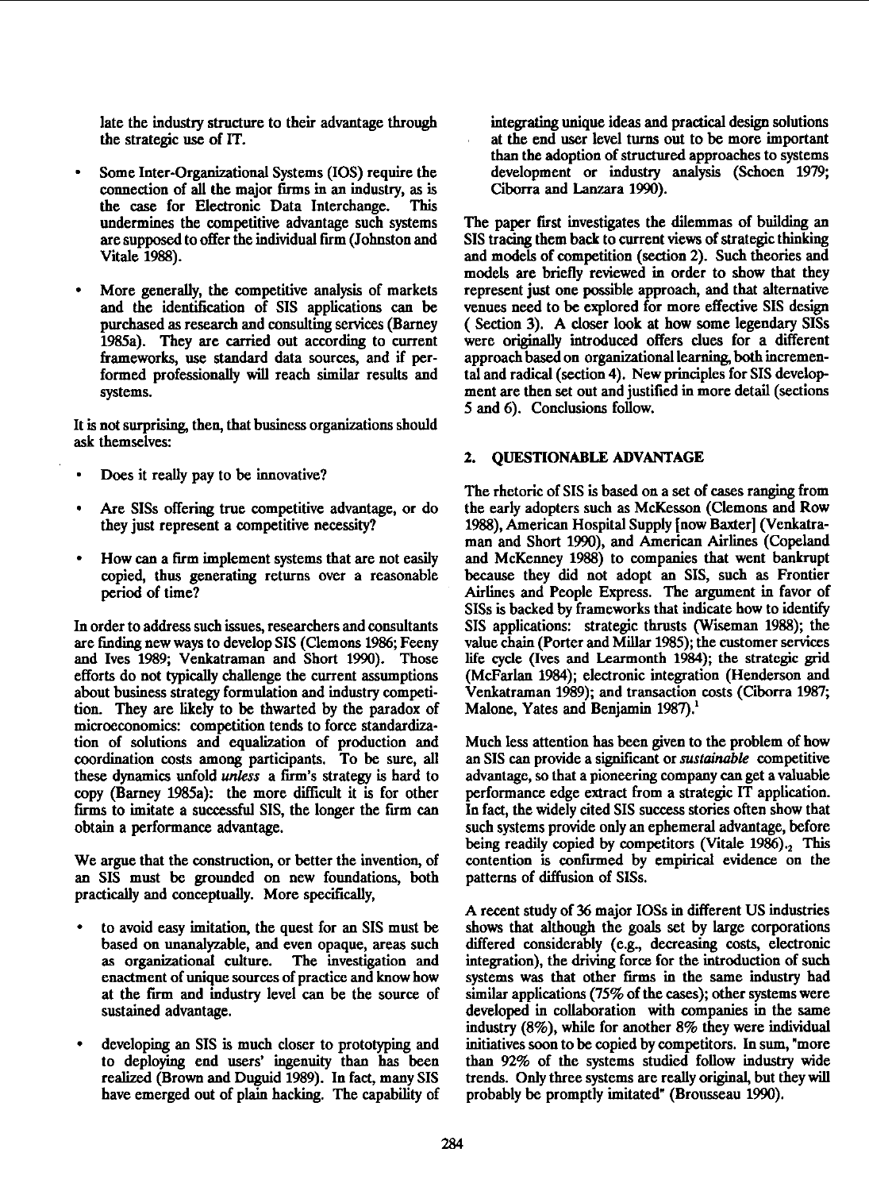late the industry structure to their advantage through the strategic use of IT.

- Some Inter-Organizational Systems (IOS) require the connection of all the major firms in an industry, as is the case for Electronic Data Interchange. This undermines the competitive advantage such systems are supposed to offer the individual firm (Johnston and Vitale 1988).

- More generally, the competitive analysis of markets and the identification of SIS applications can be purchased as research and consulting services (Barney 1985a). They are carried out according to current frameworks, use standard data sources, and if performed professionally will reach similar results and systems.

It is not surprising, then, that business organizations should ask themselves:

- Does it really pay to be innovative?

- Are SISs offering true competitive advantage, or do they just represent a competitive necessity?

- How can a firm implement systems that are not easily copied, thus generating returns over a reasonable period of time?

In order to address such issues, researchers and consultants are finding new ways to develop SIS (Clemons 1986; Feeny and Ives 1989; Venkatraman and Short 1990). Those efforts do not typically challenge the current assumptions about business strategy formulation and industry competition. They are likely to be thwarted by the paradox of microeconomics: competition tends to force standardization of solutions and equalization of production and coordination costs among participants. To be sure, all these dynamics unfold *unless* a firm's strategy is hard to copy (Barney 1985a): the more difficult it is for other firms to imitate a successful SIS, the longer the firm can obtain a performance advantage.

We argue that the construction, or better the invention, of an SIS must be grounded on new foundations, both practically and conceptually. More specifically,

- to avoid easy imitation, the quest for an SIS must be based on unanalyzable, and even opaque, areas such as organizational culture. The investigation and enactment of unique sources of practice and know how at the firm and industry level can be the source of sustained advantage.

- developing an SIS is much closer to prototyping and to deploying end users' ingenuity than has been realized (Brown and Duguid 1989). In fact, many SIS have emerged out of plain hacking. The capability of integrating unique ideas and practical design solutions at the end user level turns out to be more important than the adoption of structured approaches to systems development or industry analysis (Schoen 1979; Ciborra and Lanzara 1990).

The paper first investigates the dilemmas of building an SIS tracing them back to current views of strategic thinking and models of competition (section 2). Such theories and models are briefly reviewed in order to show that they represent just one possible approach, and that alternative venues need to be explored for more effective SIS design (Section 3). A closer look at how some legendary SISs were originally introduced offers clues for a different approach based on organizational learning, both incremental and radical (section 4). New principles for SIS development are then set out and justified in more detail (sections 5 and 6). Conclusions follow.

## 2. QUESTIONABLE ADVANTAGE

The rhetoric of SIS is based on a set of cases ranging from the early adopters such as McKesson (Clemons and Row 1988), American Hospital Supply [now Baxter] (Venkatraman and Short 1990), and American Airlines (Copeland and McKenney 1988) to companies that went bankrupt because they did not adopt an SIS, such as Frontier Airlines and People Express. The argument in favor of SISs is backed by frameworks that indicate how to identify SIS applications: strategic thrusts (Wiseman 1988); the value chain (Porter and Millar 1985); the customer services life cycle (Ives and Learmonth 1984); the strategic grid (McFarlan 1984); electronic integration (Henderson and Venkatraman 1989); and transaction costs (Ciborra 1987; Malone, Yates and Benjamin 1987).[1]

Much less attention has been given to the problem of how an SIS can provide a significant or *sustainable* competitive advantage, so that a pioneering company can get a valuable performance edge extract from a strategic IT application. In fact, the widely cited SIS success stories often show that such systems provide only an ephemeral advantage, before being readily copied by competitors (Vitale 1986).[2] This contention is confirmed by empirical evidence on the patterns of diffusion of SISs.

A recent study of 36 major IOSs in different US industries shows that although the goals set by large corporations differed considerably (e.g., decreasing costs, electronic integration), the driving force for the introduction of such systems was that other firms in the same industry had similar applications (75% of the cases); other systems were developed in collaboration with companies in the same industry (8%), while for another 8% they were individual initiatives soon to be copied by competitors. In sum, "more than 92% of the systems studied follow industry wide trends. Only three systems are really original, but they will probably be promptly imitated" (Brousseau 1990).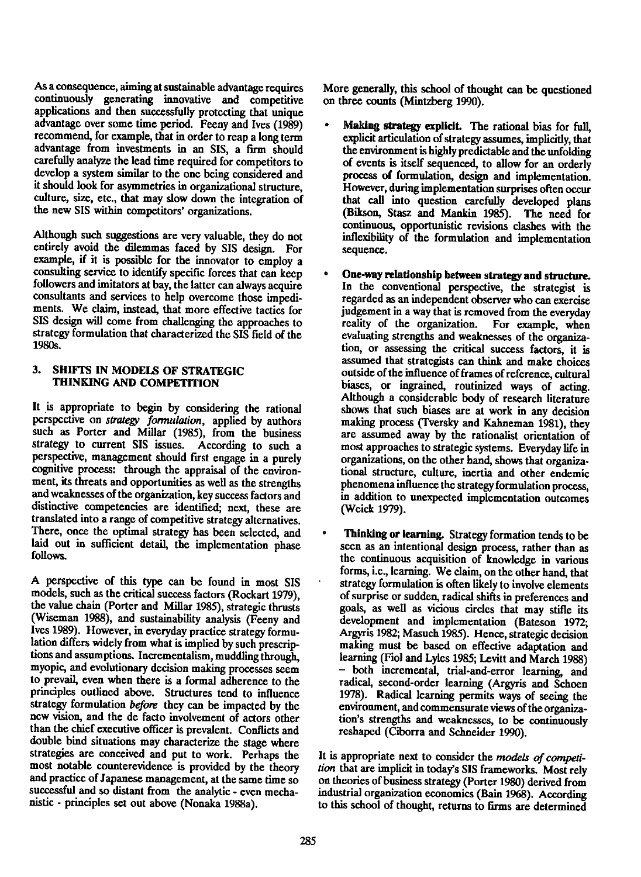As a consequence, aiming at sustainable advantage requires continuously generating innovative and competitive applications and then successfully protecting that unique advantage over some time period. Feeny and Ives (1989) recommend, for example, that in order to reap a long term advantage from investments in an SIS, a firm should carefully analyze the lead time required for competitors to develop a system similar to the one being considered and it should look for asymmetries in organizational structure, culture, size, etc., that may slow down the integration of the new SIS within competitors' organizations.

Although such suggestions are very valuable, they do not entirely avoid the dilemmas faced by SIS design. For example, if it is possible for the innovator to employ a consulting service to identify specific forces that can keep followers and imitators at bay, the latter can always acquire consultants and services to help overcome those impediments. We claim, instead, that more effective tactics for SIS design will come from challenging the approaches to strategy formulation that characterized the SIS field of the 1980s.

## 3. SHIFTS IN MODELS OF STRATEGIC THINKING AND COMPETITION

It is appropriate to begin by considering the rational perspective on *strategy formulation*, applied by authors such as Porter and Millar (1985), from the business strategy to current SIS issues. According to such a perspective, management should first engage in a purely cognitive process: through the appraisal of the environment, its threats and opportunities as well as the strengths and weaknesses of the organization, key success factors and distinctive competencies are identified; next, these are translated into a range of competitive strategy alternatives. There, once the optimal strategy has been selected, and laid out in sufficient detail, the implementation phase follows.

A perspective of this type can be found in most SIS models, such as the critical success factors (Rockart 1979), the value chain (Porter and Millar 1985), strategic thrusts (Wiseman 1988), and sustainability analysis (Feeny and Ives 1989). However, in everyday practice strategy formulation differs widely from what is implied by such prescriptions and assumptions. Incrementalism, muddling through, myopic, and evolutionary decision making processes seem to prevail, even when there is a formal adherence to the principles outlined above. Structures tend to influence strategy formulation *before* they can be impacted by the new vision, and the de facto involvement of actors other than the chief executive officer is prevalent. Conflicts and double bind situations may characterize the stage where strategies are conceived and put to work. Perhaps the most notable counterevidence is provided by the theory and practice of Japanese management, at the same time so successful and so distant from the analytic - even mechanistic - principles set out above (Nonaka 1988a).

More generally, this school of thought can be questioned on three counts (Mintzberg 1990).

- **Making strategy explicit.** The rational bias for full, explicit articulation of strategy assumes, implicitly, that the environment is highly predictable and the unfolding of events is itself sequenced, to allow for an orderly process of formulation, design and implementation. However, during implementation surprises often occur that call into question carefully developed plans (Bikson, Stasz and Mankin 1985). The need for continuous, opportunistic revisions clashes with the inflexibility of the formulation and implementation sequence.
- **One-way relationship between strategy and structure.** In the conventional perspective, the strategist is regarded as an independent observer who can exercise judgement in a way that is removed from the everyday reality of the organization. For example, when evaluating strengths and weaknesses of the organization, or assessing the critical success factors, it is assumed that strategists can think and make choices outside of the influence of frames of reference, cultural biases, or ingrained, routinized ways of acting. Although a considerable body of research literature shows that such biases are at work in any decision making process (Tversky and Kahneman 1981), they are assumed away by the rationalist orientation of most approaches to strategic systems. Everyday life in organizations, on the other hand, shows that organizational structure, culture, inertia and other endemic phenomena influence the strategy formulation process, in addition to unexpected implementation outcomes (Weick 1979).
- **Thinking or learning.** Strategy formation tends to be seen as an intentional design process, rather than as the continuous acquisition of knowledge in various forms, i.e., learning. We claim, on the other hand, that strategy formulation is often likely to involve elements of surprise or sudden, radical shifts in preferences and goals, as well as vicious circles that may stifle its development and implementation (Bateson 1972; Argyris 1982; Masuch 1985). Hence, strategic decision making must be based on effective adaptation and learning (Fiol and Lyles 1985; Levitt and March 1988) – both incremental, trial-and-error learning, and radical, second-order learning (Argyris and Schoen 1978). Radical learning permits ways of seeing the environment, and commensurate views of the organization's strengths and weaknesses, to be continuously reshaped (Ciborra and Schneider 1990).

It is appropriate next to consider the *models of competition* that are implicit in today's SIS frameworks. Most rely on theories of business strategy (Porter 1980) derived from industrial organization economics (Bain 1968). According to this school of thought, returns to firms are determined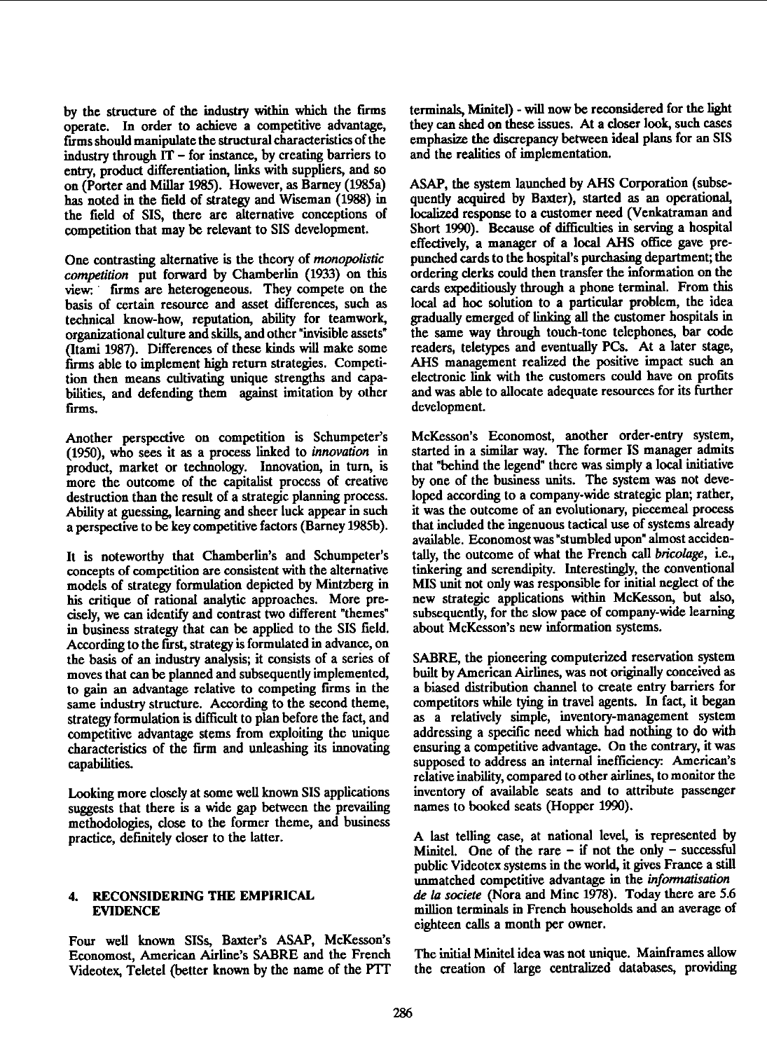by the structure of the industry within which the firms operate. In order to achieve a competitive advantage, firms should manipulate the structural characteristics of the industry through IT – for instance, by creating barriers to entry, product differentiation, links with suppliers, and so on (Porter and Millar 1985). However, as Barney (1985a) has noted in the field of strategy and Wiseman (1988) in the field of SIS, there are alternative conceptions of competition that may be relevant to SIS development.

One contrasting alternative is the theory of *monopolistic competition* put forward by Chamberlin (1933) on this view: firms are heterogeneous. They compete on the basis of certain resource and asset differences, such as technical know-how, reputation, ability for teamwork, organizational culture and skills, and other "invisible assets" (Itami 1987). Differences of these kinds will make some firms able to implement high return strategies. Competition then means cultivating unique strengths and capabilities, and defending them against imitation by other firms.

Another perspective on competition is Schumpeter's (1950), who sees it as a process linked to *innovation* in product, market or technology. Innovation, in turn, is more the outcome of the capitalist process of creative destruction than the result of a strategic planning process. Ability at guessing, learning and sheer luck appear in such a perspective to be key competitive factors (Barney 1985b).

It is noteworthy that Chamberlin's and Schumpeter's concepts of competition are consistent with the alternative models of strategy formulation depicted by Mintzberg in his critique of rational analytic approaches. More precisely, we can identify and contrast two different "themes" in business strategy that can be applied to the SIS field. According to the first, strategy is formulated in advance, on the basis of an industry analysis; it consists of a series of moves that can be planned and subsequently implemented, to gain an advantage relative to competing firms in the same industry structure. According to the second theme, strategy formulation is difficult to plan before the fact, and competitive advantage stems from exploiting the unique characteristics of the firm and unleashing its innovating capabilities.

Looking more closely at some well known SIS applications suggests that there is a wide gap between the prevailing methodologies, close to the former theme, and business practice, definitely closer to the latter.

## 4. RECONSIDERING THE EMPIRICAL EVIDENCE

Four well known SISs, Baxter's ASAP, McKesson's Economost, American Airline's SABRE and the French Videotex, Teletel (better known by the name of the PTT terminals, Minitel) - will now be reconsidered for the light they can shed on these issues. At a closer look, such cases emphasize the discrepancy between ideal plans for an SIS and the realities of implementation.

ASAP, the system launched by AHS Corporation (subsequently acquired by Baxter), started as an operational, localized response to a customer need (Venkatraman and Short 1990). Because of difficulties in serving a hospital effectively, a manager of a local AHS office gave prepunched cards to the hospital's purchasing department; the ordering clerks could then transfer the information on the cards expeditiously through a phone terminal. From this local ad hoc solution to a particular problem, the idea gradually emerged of linking all the customer hospitals in the same way through touch-tone telephones, bar code readers, teletypes and eventually PCs. At a later stage, AHS management realized the positive impact such an electronic link with the customers could have on profits and was able to allocate adequate resources for its further development.

McKesson's Economost, another order-entry system, started in a similar way. The former IS manager admits that "behind the legend" there was simply a local initiative by one of the business units. The system was not developed according to a company-wide strategic plan; rather, it was the outcome of an evolutionary, piecemeal process that included the ingenuous tactical use of systems already available. Economost was "stumbled upon" almost accidentally, the outcome of what the French call *bricolage*, i.e., tinkering and serendipity. Interestingly, the conventional MIS unit not only was responsible for initial neglect of the new strategic applications within McKesson, but also, subsequently, for the slow pace of company-wide learning about McKesson's new information systems.

SABRE, the pioneering computerized reservation system built by American Airlines, was not originally conceived as a biased distribution channel to create entry barriers for competitors while tying in travel agents. In fact, it began as a relatively simple, inventory-management system addressing a specific need which had nothing to do with ensuring a competitive advantage. On the contrary, it was supposed to address an internal inefficiency: American's relative inability, compared to other airlines, to monitor the inventory of available seats and to attribute passenger names to booked seats (Hopper 1990).

A last telling case, at national level, is represented by Minitel. One of the rare – if not the only – successful public Videotex systems in the world, it gives France a still unmatched competitive advantage in the *informatisation de la societe* (Nora and Minc 1978). Today there are 5.6 million terminals in French households and an average of eighteen calls a month per owner.

The initial Minitel idea was not unique. Mainframes allow the creation of large centralized databases, providing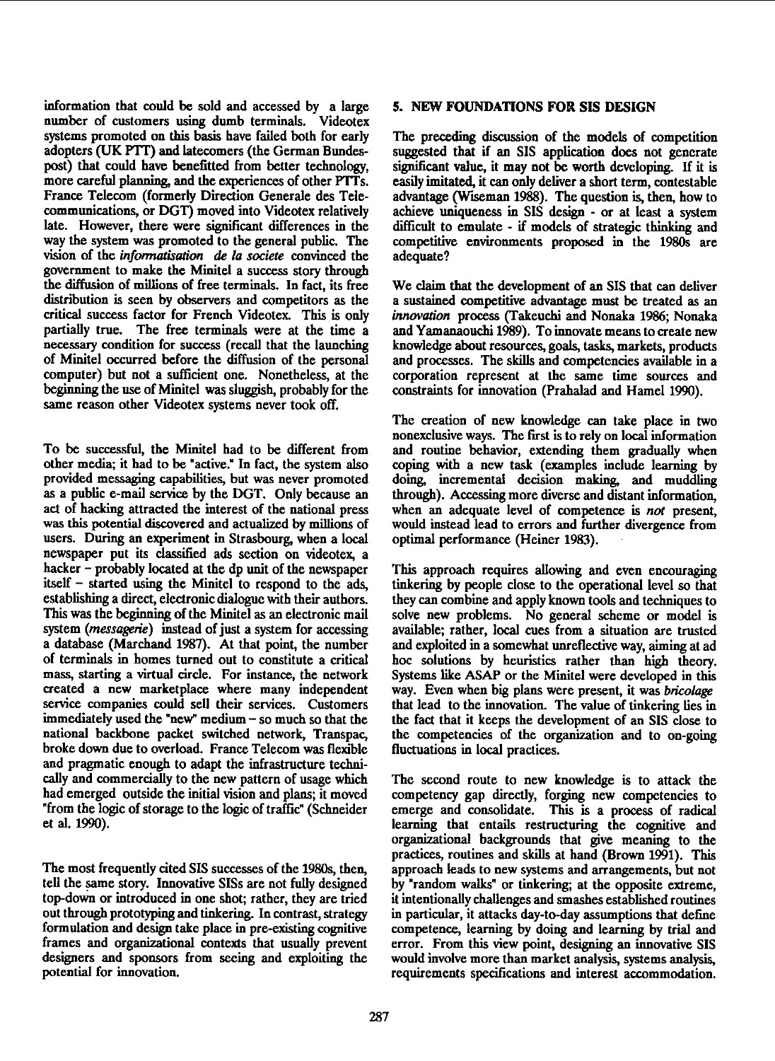information that could be sold and accessed by a large number of customers using dumb terminals. Videotex systems promoted on this basis have failed both for early adopters (UK PTT) and latecomers (the German Bundespost) that could have benefitted from better technology, more careful planning, and the experiences of other PTTs. France Telecom (formerly Direction Generale des Telecommunications, or DGT) moved into Videotex relatively late. However, there were significant differences in the way the system was promoted to the general public. The vision of the *informatisation de la societe* convinced the government to make the Minitel a success story through the diffusion of millions of free terminals. In fact, its free distribution is seen by observers and competitors as the critical success factor for French Videotex. This is only partially true. The free terminals were at the time a necessary condition for success (recall that the launching of Minitel occurred before the diffusion of the personal computer) but not a sufficient one. Nonetheless, at the beginning the use of Minitel was sluggish, probably for the same reason other Videotex systems never took off.

To be successful, the Minitel had to be different from other media; it had to be "active." In fact, the system also provided messaging capabilities, but was never promoted as a public e-mail service by the DGT. Only because an act of hacking attracted the interest of the national press was this potential discovered and actualized by millions of users. During an experiment in Strasbourg, when a local newspaper put its classified ads section on videotex, a hacker – probably located at the dp unit of the newspaper itself – started using the Minitel to respond to the ads, establishing a direct, electronic dialogue with their authors. This was the beginning of the Minitel as an electronic mail system (*messagerie*) instead of just a system for accessing a database (Marchand 1987). At that point, the number of terminals in homes turned out to constitute a critical mass, starting a virtual circle. For instance, the network created a new marketplace where many independent service companies could sell their services. Customers immediately used the "new" medium – so much so that the national backbone packet switched network, Transpac, broke down due to overload. France Telecom was flexible and pragmatic enough to adapt the infrastructure technically and commercially to the new pattern of usage which had emerged outside the initial vision and plans; it moved "from the logic of storage to the logic of traffic" (Schneider et al. 1990).

The most frequently cited SIS successes of the 1980s, then, tell the same story. Innovative SISs are not fully designed top-down or introduced in one shot; rather, they are tried out through prototyping and tinkering. In contrast, strategy formulation and design take place in pre-existing cognitive frames and organizational contexts that usually prevent designers and sponsors from seeing and exploiting the potential for innovation.

## 5. NEW FOUNDATIONS FOR SIS DESIGN

The preceding discussion of the models of competition suggested that if an SIS application does not generate significant value, it may not be worth developing. If it is easily imitated, it can only deliver a short term, contestable advantage (Wiseman 1988). The question is, then, how to achieve uniqueness in SIS design - or at least a system difficult to emulate - if models of strategic thinking and competitive environments proposed in the 1980s are adequate?

We claim that the development of an SIS that can deliver a sustained competitive advantage must be treated as an *innovation* process (Takeuchi and Nonaka 1986; Nonaka and Yamanaouchi 1989). To innovate means to create new knowledge about resources, goals, tasks, markets, products and processes. The skills and competencies available in a corporation represent at the same time sources and constraints for innovation (Prahalad and Hamel 1990).

The creation of new knowledge can take place in two nonexclusive ways. The first is to rely on local information and routine behavior, extending them gradually when coping with a new task (examples include learning by doing, incremental decision making, and muddling through). Accessing more diverse and distant information, when an adequate level of competence is *not* present, would instead lead to errors and further divergence from optimal performance (Heiner 1983).

This approach requires allowing and even encouraging tinkering by people close to the operational level so that they can combine and apply known tools and techniques to solve new problems. No general scheme or model is available; rather, local cues from a situation are trusted and exploited in a somewhat unreflective way, aiming at ad hoc solutions by heuristics rather than high theory. Systems like ASAP or the Minitel were developed in this way. Even when big plans were present, it was *bricolage* that lead to the innovation. The value of tinkering lies in the fact that it keeps the development of an SIS close to the competencies of the organization and to on-going fluctuations in local practices.

The second route to new knowledge is to attack the competency gap directly, forging new competencies to emerge and consolidate. This is a process of radical learning that entails restructuring the cognitive and organizational backgrounds that give meaning to the practices, routines and skills at hand (Brown 1991). This approach leads to new systems and arrangements, but not by "random walks" or tinkering; at the opposite extreme, it intentionally challenges and smashes established routines in particular, it attacks day-to-day assumptions that define competence, learning by doing and learning by trial and error. From this view point, designing an innovative SIS would involve more than market analysis, systems analysis, requirements specifications and interest accommodation.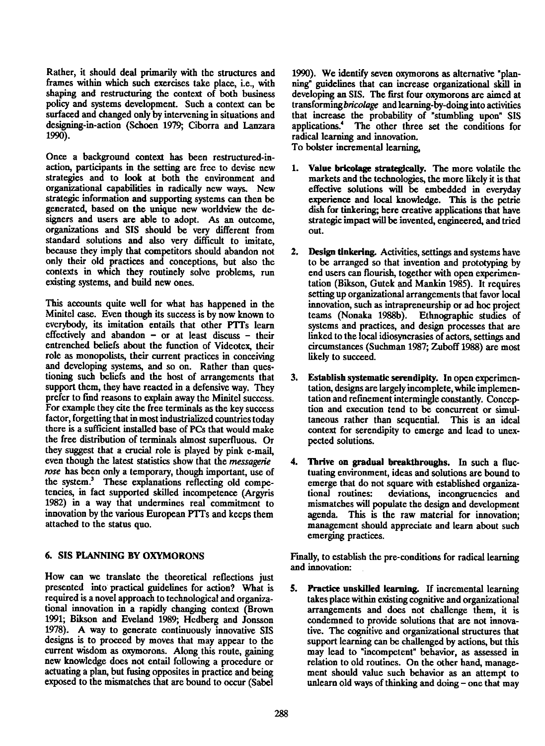Rather, it should deal primarily with the structures and frames within which such exercises take place, i.e., with shaping and restructuring the context of both business policy and systems development. Such a context can be surfaced and changed only by intervening in situations and designing-in-action (Schoen 1979; Ciborra and Lanzara 1990).

Once a background context has been restructured-in-action, participants in the setting are free to devise new strategies and to look at both the environment and organizational capabilities in radically new ways. New strategic information and supporting systems can then be generated, based on the unique new worldview the designers and users are able to adopt. As an outcome, organizations and SIS should be very different from standard solutions and also very difficult to imitate, because they imply that competitors should abandon not only their old practices and conceptions, but also the contexts in which they routinely solve problems, run existing systems, and build new ones.

This accounts quite well for what has happened in the Minitel case. Even though its success is by now known to everybody, its imitation entails that other PTTs learn effectively and abandon – or at least discuss – their entrenched beliefs about the function of Videotex, their role as monopolists, their current practices in conceiving and developing systems, and so on. Rather than questioning such beliefs and the host of arrangements that support them, they have reacted in a defensive way. They prefer to find reasons to explain away the Minitel success. For example they cite the free terminals as the key success factor, forgetting that in most industrialized countries today there is a sufficient installed base of PCs that would make the free distribution of terminals almost superfluous. Or they suggest that a crucial role is played by pink e-mail, even though the latest statistics show that the *messagerie rose* has been only a temporary, though important, use of the system.[3] These explanations reflecting old competencies, in fact supported skilled incompetence (Argyris 1982) in a way that undermines real commitment to innovation by the various European PTTs and keeps them attached to the status quo.

## 6. SIS PLANNING BY OXYMORONS

How can we translate the theoretical reflections just presented into practical guidelines for action? What is required is a novel approach to technological and organizational innovation in a rapidly changing context (Brown 1991; Bikson and Eveland 1989; Hedberg and Jonsson 1978). A way to generate continuously innovative SIS designs is to proceed by moves that may appear to the current wisdom as oxymorons. Along this route, gaining new knowledge does not entail following a procedure or actuating a plan, but fusing opposites in practice and being exposed to the mismatches that are bound to occur (Sabel 1990). We identify seven oxymorons as alternative "planning" guidelines that can increase organizational skill in developing an SIS. The first four oxymorons are aimed at transforming *bricolage* and learning-by-doing into activities that increase the probability of "stumbling upon" SIS applications.[4] The other three set the conditions for radical learning and innovation.

To bolster incremental learning,

1. **Value bricolage strategically.** The more volatile the markets and the technologies, the more likely it is that effective solutions will be embedded in everyday experience and local knowledge. This is the petrie dish for tinkering; here creative applications that have strategic impact will be invented, engineered, and tried out.

2. **Design tinkering.** Activities, settings and systems have to be arranged so that invention and prototyping by end users can flourish, together with open experimentation (Bikson, Gutek and Mankin 1985). It requires setting up organizational arrangements that favor local innovation, such as intrapreneurship or ad hoc project teams (Nonaka 1988b). Ethnographic studies of systems and practices, and design processes that are linked to the local idiosyncrasies of actors, settings and circumstances (Suchman 1987; Zuboff 1988) are most likely to succeed.

3. **Establish systematic serendipity.** In open experimentation, designs are largely incomplete, while implementation and refinement intermingle constantly. Conception and execution tend to be concurrent or simultaneous rather than sequential. This is an ideal context for serendipity to emerge and lead to unexpected solutions.

4. **Thrive on gradual breakthroughs.** In such a fluctuating environment, ideas and solutions are bound to emerge that do not square with established organizational routines: deviations, incongruencies and mismatches will populate the design and development agenda. This is the raw material for innovation; management should appreciate and learn about such emerging practices.

Finally, to establish the pre-conditions for radical learning and innovation:

5. **Practice unskilled learning.** If incremental learning takes place within existing cognitive and organizational arrangements and does not challenge them, it is condemned to provide solutions that are not innovative. The cognitive and organizational structures that support learning can be challenged by actions, but this may lead to "incompetent" behavior, as assessed in relation to old routines. On the other hand, management should value such behavior as an attempt to unlearn old ways of thinking and doing – one that may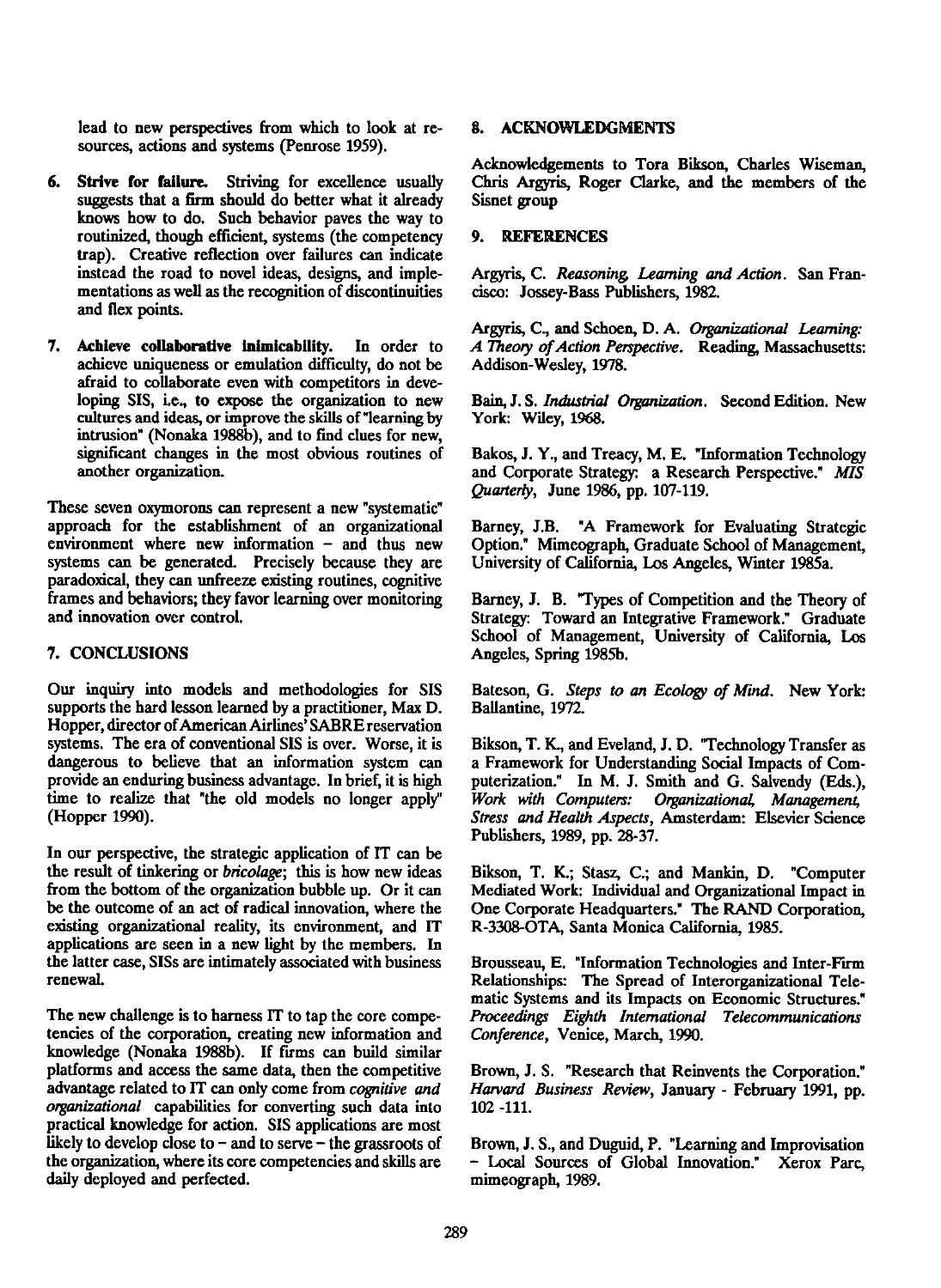lead to new perspectives from which to look at resources, actions and systems (Penrose 1959).

6. **Strive for failure.** Striving for excellence usually suggests that a firm should do better what it already knows how to do. Such behavior paves the way to routinized, though efficient, systems (the competency trap). Creative reflection over failures can indicate instead the road to novel ideas, designs, and implementations as well as the recognition of discontinuities and flex points.

7. **Achieve collaborative inimicability.** In order to achieve uniqueness or emulation difficulty, do not be afraid to collaborate even with competitors in developing SIS, i.e., to expose the organization to new cultures and ideas, or improve the skills of "learning by intrusion" (Nonaka 1988b), and to find clues for new, significant changes in the most obvious routines of another organization.

These seven oxymorons can represent a new "systematic" approach for the establishment of an organizational environment where new information – and thus new systems can be generated. Precisely because they are paradoxical, they can unfreeze existing routines, cognitive frames and behaviors; they favor learning over monitoring and innovation over control.

## 7. CONCLUSIONS

Our inquiry into models and methodologies for SIS supports the hard lesson learned by a practitioner, Max D. Hopper, director of American Airlines' SABRE reservation systems. The era of conventional SIS is over. Worse, it is dangerous to believe that an information system can provide an enduring business advantage. In brief, it is high time to realize that "the old models no longer apply" (Hopper 1990).

In our perspective, the strategic application of IT can be the result of tinkering or *bricolage*; this is how new ideas from the bottom of the organization bubble up. Or it can be the outcome of an act of radical innovation, where the existing organizational reality, its environment, and IT applications are seen in a new light by the members. In the latter case, SISs are intimately associated with business renewal.

The new challenge is to harness IT to tap the core competencies of the corporation, creating new information and knowledge (Nonaka 1988b). If firms can build similar platforms and access the same data, then the competitive advantage related to IT can only come from *cognitive and organizational* capabilities for converting such data into practical knowledge for action. SIS applications are most likely to develop close to – and to serve – the grassroots of the organization, where its core competencies and skills are daily deployed and perfected.

## 8. ACKNOWLEDGMENTS

Acknowledgements to Tora Bikson, Charles Wiseman, Chris Argyris, Roger Clarke, and the members of the Sisnet group

## 9. REFERENCES

Argyris, C. *Reasoning, Learning and Action*. San Francisco: Jossey-Bass Publishers, 1982.

Argyris, C., and Schoen, D. A. *Organizational Learning: A Theory of Action Perspective*. Reading, Massachusetts: Addison-Wesley, 1978.

Bain, J. S. *Industrial Organization*. Second Edition. New York: Wiley, 1968.

Bakos, J. Y., and Treacy, M. E. "Information Technology and Corporate Strategy: a Research Perspective." *MIS Quarterly*, June 1986, pp. 107-119.

Barney, J.B. "A Framework for Evaluating Strategic Option." Mimeograph, Graduate School of Management, University of California, Los Angeles, Winter 1985a.

Barney, J. B. "Types of Competition and the Theory of Strategy: Toward an Integrative Framework." Graduate School of Management, University of California, Los Angeles, Spring 1985b.

Bateson, G. *Steps to an Ecology of Mind*. New York: Ballantine, 1972.

Bikson, T. K., and Eveland, J. D. "Technology Transfer as a Framework for Understanding Social Impacts of Computerization." In M. J. Smith and G. Salvendy (Eds.), *Work with Computers: Organizational, Management, Stress and Health Aspects*, Amsterdam: Elsevier Science Publishers, 1989, pp. 28-37.

Bikson, T. K.; Stasz, C.; and Mankin, D. "Computer Mediated Work: Individual and Organizational Impact in One Corporate Headquarters." The RAND Corporation, R-3308-OTA, Santa Monica California, 1985.

Brousseau, E. "Information Technologies and Inter-Firm Relationships: The Spread of Interorganizational Telematic Systems and its Impacts on Economic Structures." *Proceedings Eighth International Telecommunications Conference*, Venice, March, 1990.

Brown, J. S. "Research that Reinvents the Corporation." *Harvard Business Review*, January - February 1991, pp. 102 -111.

Brown, J. S., and Duguid, P. "Learning and Improvisation – Local Sources of Global Innovation." Xerox Parc, mimeograph, 1989.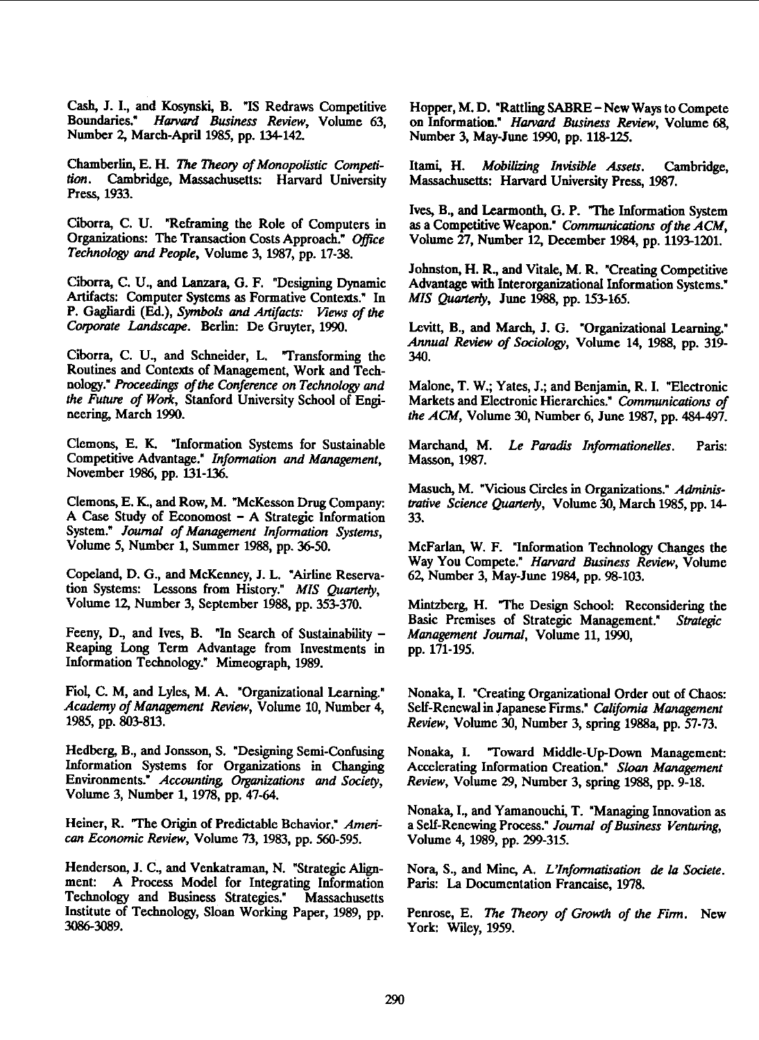Cash, J. I., and Kosynski, B. "IS Redraws Competitive Boundaries." *Harvard Business Review*, Volume 63, Number 2, March-April 1985, pp. 134-142.

Chamberlin, E. H. *The Theory of Monopolistic Competition*. Cambridge, Massachusetts: Harvard University Press, 1933.

Ciborra, C. U. "Reframing the Role of Computers in Organizations: The Transaction Costs Approach." *Office Technology and People*, Volume 3, 1987, pp. 17-38.

Ciborra, C. U., and Lanzara, G. F. "Designing Dynamic Artifacts: Computer Systems as Formative Contexts." In P. Gagliardi (Ed.), *Symbols and Artifacts: Views of the Corporate Landscape*. Berlin: De Gruyter, 1990.

Ciborra, C. U., and Schneider, L. "Transforming the Routines and Contexts of Management, Work and Technology." *Proceedings of the Conference on Technology and the Future of Work*, Stanford University School of Engineering, March 1990.

Clemons, E. K. "Information Systems for Sustainable Competitive Advantage." *Information and Management*, November 1986, pp. 131-136.

Clemons, E. K., and Row, M. "McKesson Drug Company: A Case Study of Economost – A Strategic Information System." *Journal of Management Information Systems*, Volume 5, Number 1, Summer 1988, pp. 36-50.

Copeland, D. G., and McKenney, J. L. "Airline Reservation Systems: Lessons from History." *MIS Quarterly*, Volume 12, Number 3, September 1988, pp. 353-370.

Feeny, D., and Ives, B. "In Search of Sustainability – Reaping Long Term Advantage from Investments in Information Technology." Mimeograph, 1989.

Fiol, C. M, and Lyles, M. A. "Organizational Learning." *Academy of Management Review*, Volume 10, Number 4, 1985, pp. 803-813.

Hedberg, B., and Jonsson, S. "Designing Semi-Confusing Information Systems for Organizations in Changing Environments." *Accounting, Organizations and Society*, Volume 3, Number 1, 1978, pp. 47-64.

Heiner, R. "The Origin of Predictable Behavior." *American Economic Review*, Volume 73, 1983, pp. 560-595.

Henderson, J. C., and Venkatraman, N. "Strategic Alignment: A Process Model for Integrating Information Technology and Business Strategies." Massachusetts Institute of Technology, Sloan Working Paper, 1989, pp. 3086-3089.

Hopper, M. D. "Rattling SABRE – New Ways to Compete on Information." *Harvard Business Review*, Volume 68, Number 3, May-June 1990, pp. 118-125.

Itami, H. *Mobilizing Invisible Assets*. Cambridge, Massachusetts: Harvard University Press, 1987.

Ives, B., and Learmonth, G. P. "The Information System as a Competitive Weapon." *Communications of the ACM*, Volume 27, Number 12, December 1984, pp. 1193-1201.

Johnston, H. R., and Vitale, M. R. "Creating Competitive Advantage with Interorganizational Information Systems." *MIS Quarterly*, June 1988, pp. 153-165.

Levitt, B., and March, J. G. "Organizational Learning." *Annual Review of Sociology*, Volume 14, 1988, pp. 319-340.

Malone, T. W.; Yates, J.; and Benjamin, R. I. "Electronic Markets and Electronic Hierarchies." *Communications of the ACM*, Volume 30, Number 6, June 1987, pp. 484-497.

Marchand, M. *Le Paradis Informationelles*. Paris: Masson, 1987.

Masuch, M. "Vicious Circles in Organizations." *Administrative Science Quarterly*, Volume 30, March 1985, pp. 14-33.

McFarlan, W. F. "Information Technology Changes the Way You Compete." *Harvard Business Review*, Volume 62, Number 3, May-June 1984, pp. 98-103.

Mintzberg, H. "The Design School: Reconsidering the Basic Premises of Strategic Management." *Strategic Management Journal*, Volume 11, 1990, pp. 171-195.

Nonaka, I. "Creating Organizational Order out of Chaos: Self-Renewal in Japanese Firms." *California Management Review*, Volume 30, Number 3, spring 1988a, pp. 57-73.

Nonaka, I. "Toward Middle-Up-Down Management: Accelerating Information Creation." *Sloan Management Review*, Volume 29, Number 3, spring 1988, pp. 9-18.

Nonaka, I., and Yamanouchi, T. "Managing Innovation as a Self-Renewing Process." *Journal of Business Venturing*, Volume 4, 1989, pp. 299-315.

Nora, S., and Minc, A. *L'Informatisation de la Societe*. Paris: La Documentation Francaise, 1978.

Penrose, E. *The Theory of Growth of the Firm*. New York: Wiley, 1959.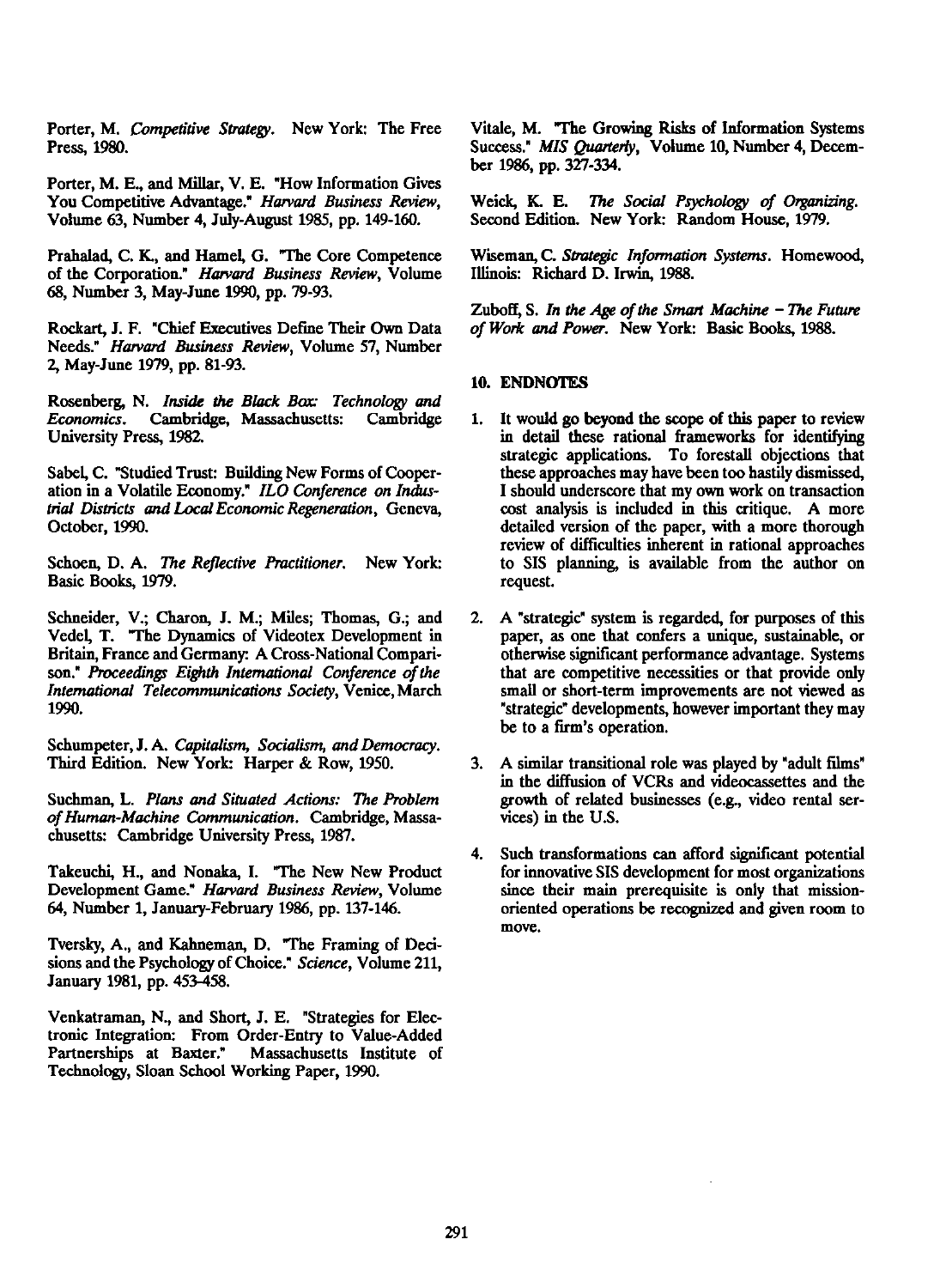Porter, M. *Competitive Strategy*. New York: The Free Press, 1980.

Porter, M. E., and Millar, V. E. "How Information Gives You Competitive Advantage." *Harvard Business Review*, Volume 63, Number 4, July-August 1985, pp. 149-160.

Prahalad, C. K., and Hamel, G. "The Core Competence of the Corporation." *Harvard Business Review*, Volume 68, Number 3, May-June 1990, pp. 79-93.

Rockart, J. F. "Chief Executives Define Their Own Data Needs." *Harvard Business Review*, Volume 57, Number 2, May-June 1979, pp. 81-93.

Rosenberg, N. *Inside the Black Box: Technology and Economics*. Cambridge, Massachusetts: Cambridge University Press, 1982.

Sabel, C. "Studied Trust: Building New Forms of Cooperation in a Volatile Economy." *ILO Conference on Industrial Districts and Local Economic Regeneration*, Geneva, October, 1990.

Schoen, D. A. *The Reflective Practitioner*. New York: Basic Books, 1979.

Schneider, V.; Charon, J. M.; Miles; Thomas, G.; and Vedel, T. "The Dynamics of Videotex Development in Britain, France and Germany: A Cross-National Comparison." *Proceedings Eighth International Conference of the International Telecommunications Society*, Venice, March 1990.

Schumpeter, J. A. *Capitalism, Socialism, and Democracy*. Third Edition. New York: Harper & Row, 1950.

Suchman, L. *Plans and Situated Actions: The Problem of Human-Machine Communication*. Cambridge, Massachusetts: Cambridge University Press, 1987.

Takeuchi, H., and Nonaka, I. "The New New Product Development Game." *Harvard Business Review*, Volume 64, Number 1, January-February 1986, pp. 137-146.

Tversky, A., and Kahneman, D. "The Framing of Decisions and the Psychology of Choice." *Science*, Volume 211, January 1981, pp. 453-458.

Venkatraman, N., and Short, J. E. "Strategies for Electronic Integration: From Order-Entry to Value-Added Partnerships at Baxter." Massachusetts Institute of Technology, Sloan School Working Paper, 1990.

Vitale, M. "The Growing Risks of Information Systems Success." *MIS Quarterly*, Volume 10, Number 4, December 1986, pp. 327-334.

Weick, K. E. *The Social Psychology of Organizing*. Second Edition. New York: Random House, 1979.

Wiseman, C. *Strategic Information Systems*. Homewood, Illinois: Richard D. Irwin, 1988.

Zuboff, S. *In the Age of the Smart Machine – The Future of Work and Power*. New York: Basic Books, 1988.

## 10. ENDNOTES

1. It would go beyond the scope of this paper to review in detail these rational frameworks for identifying strategic applications. To forestall objections that these approaches may have been too hastily dismissed, I should underscore that my own work on transaction cost analysis is included in this critique. A more detailed version of the paper, with a more thorough review of difficulties inherent in rational approaches to SIS planning, is available from the author on request.

2. A "strategic" system is regarded, for purposes of this paper, as one that confers a unique, sustainable, or otherwise significant performance advantage. Systems that are competitive necessities or that provide only small or short-term improvements are not viewed as "strategic" developments, however important they may be to a firm's operation.

3. A similar transitional role was played by "adult films" in the diffusion of VCRs and videocassettes and the growth of related businesses (e.g., video rental services) in the U.S.

4. Such transformations can afford significant potential for innovative SIS development for most organizations since their main prerequisite is only that mission-oriented operations be recognized and given room to move.